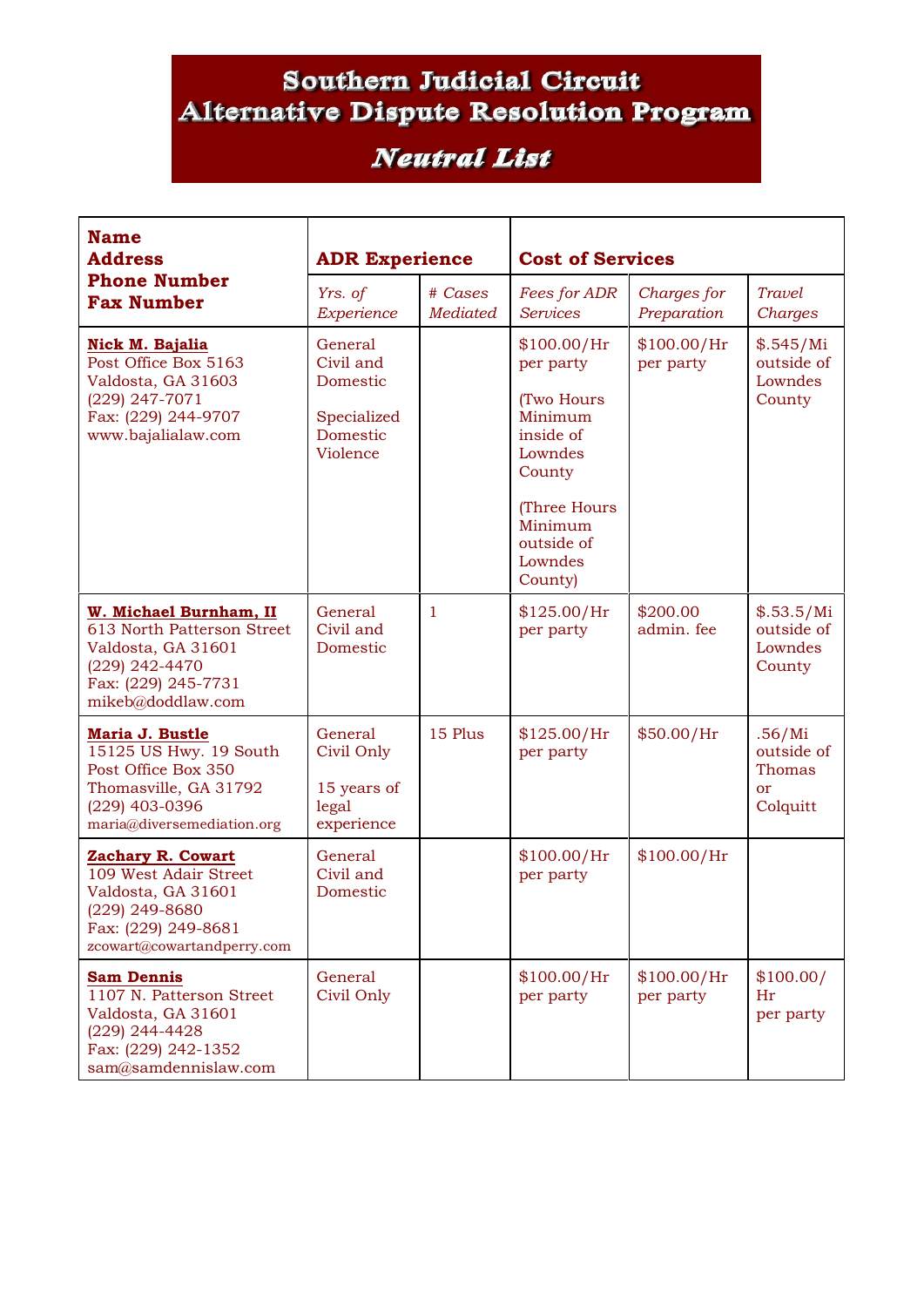# Southern Judicial Circuit
# Alternative Dispute Resolution Program

## *Neutral List*

| **Name**<br>**Address**<br>**Phone Number**<br>**Fax Number** | **ADR Experience** | | **Cost of Services** | | |
|---|---|---|---|---|---|
| | *Yrs. of Experience* | *# Cases Mediated* | *Fees for ADR Services* | *Charges for Preparation* | *Travel Charges* |
| **Nick M. Bajalia**<br>Post Office Box 5163<br>Valdosta, GA 31603<br>(229) 247-7071<br>Fax: (229) 244-9707<br>www.bajalialaw.com | General Civil and Domestic<br><br>Specialized Domestic Violence | | $100.00/Hr per party<br><br>(Two Hours Minimum inside of Lowndes County<br><br>(Three Hours Minimum outside of Lowndes County) | $100.00/Hr per party | $.545/Mi outside of Lowndes County |
| **W. Michael Burnham, II**<br>613 North Patterson Street<br>Valdosta, GA 31601<br>(229) 242-4470<br>Fax: (229) 245-7731<br>mikeb@doddlaw.com | General Civil and Domestic | 1 | $125.00/Hr per party | $200.00 admin. fee | $.53.5/Mi outside of Lowndes County |
| **Maria J. Bustle**<br>15125 US Hwy. 19 South<br>Post Office Box 350<br>Thomasville, GA 31792<br>(229) 403-0396<br>maria@diversemediation.org | General Civil Only<br><br>15 years of legal experience | 15 Plus | $125.00/Hr per party | $50.00/Hr | .56/Mi outside of Thomas or Colquitt |
| **Zachary R. Cowart**<br>109 West Adair Street<br>Valdosta, GA 31601<br>(229) 249-8680<br>Fax: (229) 249-8681<br>zcowart@cowartandperry.com | General Civil and Domestic | | $100.00/Hr per party | $100.00/Hr | |
| **Sam Dennis**<br>1107 N. Patterson Street<br>Valdosta, GA 31601<br>(229) 244-4428<br>Fax: (229) 242-1352<br>sam@samdennislaw.com | General Civil Only | | $100.00/Hr per party | $100.00/Hr per party | $100.00/ Hr per party |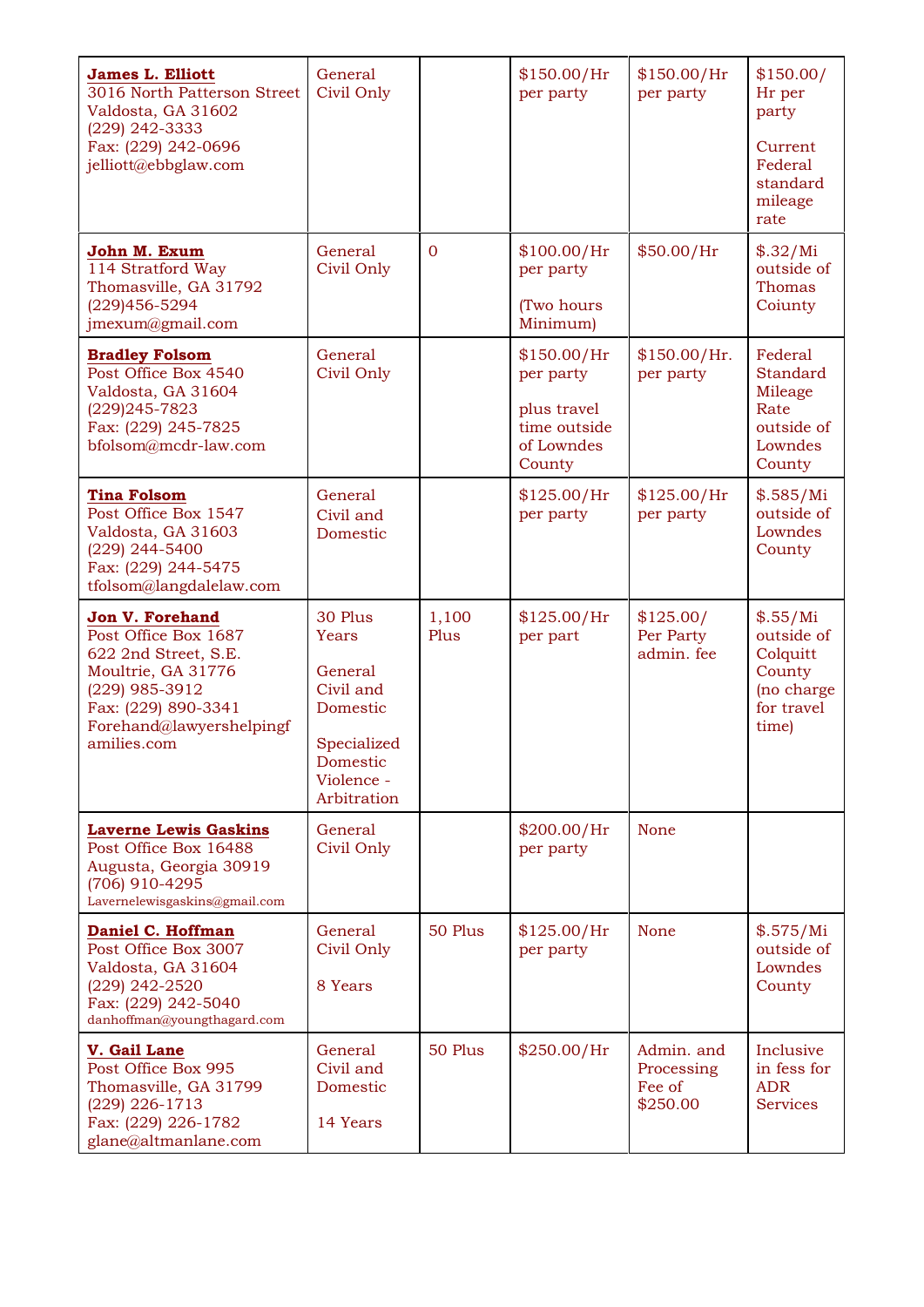| | | | | | |
|---|---|---|---|---|---|
| **James L. Elliott**<br>3016 North Patterson Street<br>Valdosta, GA 31602<br>(229) 242-3333<br>Fax: (229) 242-0696<br>jelliott@ebbglaw.com | General Civil Only | | $150.00/Hr per party | $150.00/Hr per party | $150.00/ Hr per party<br><br>Current Federal standard mileage rate |
| **John M. Exum**<br>114 Stratford Way<br>Thomasville, GA 31792<br>(229)456-5294<br>jmexum@gmail.com | General Civil Only | 0 | $100.00/Hr per party<br><br>(Two hours Minimum) | $50.00/Hr | $.32/Mi outside of Thomas Coiunty |
| **Bradley Folsom**<br>Post Office Box 4540<br>Valdosta, GA 31604<br>(229)245-7823<br>Fax: (229) 245-7825<br>bfolsom@mcdr-law.com | General Civil Only | | $150.00/Hr per party<br><br>plus travel time outside of Lowndes County | $150.00/Hr. per party | Federal Standard Mileage Rate outside of Lowndes County |
| **Tina Folsom**<br>Post Office Box 1547<br>Valdosta, GA 31603<br>(229) 244-5400<br>Fax: (229) 244-5475<br>tfolsom@langdalelaw.com | General Civil and Domestic | | $125.00/Hr per party | $125.00/Hr per party | $.585/Mi outside of Lowndes County |
| **Jon V. Forehand**<br>Post Office Box 1687<br>622 2nd Street, S.E.<br>Moultrie, GA 31776<br>(229) 985-3912<br>Fax: (229) 890-3341<br>Forehand@lawyershelpingfamilies.com | 30 Plus Years<br><br>General Civil and Domestic<br><br>Specialized Domestic Violence - Arbitration | 1,100 Plus | $125.00/Hr per part | $125.00/ Per Party admin. fee | $.55/Mi outside of Colquitt County (no charge for travel time) |
| **Laverne Lewis Gaskins**<br>Post Office Box 16488<br>Augusta, Georgia 30919<br>(706) 910-4295<br>Lavernelewisgaskins@gmail.com | General Civil Only | | $200.00/Hr per party | None | |
| **Daniel C. Hoffman**<br>Post Office Box 3007<br>Valdosta, GA 31604<br>(229) 242-2520<br>Fax: (229) 242-5040<br>danhoffman@youngthagard.com | General Civil Only<br><br>8 Years | 50 Plus | $125.00/Hr per party | None | $.575/Mi outside of Lowndes County |
| **V. Gail Lane**<br>Post Office Box 995<br>Thomasville, GA 31799<br>(229) 226-1713<br>Fax: (229) 226-1782<br>glane@altmanlane.com | General Civil and Domestic<br><br>14 Years | 50 Plus | $250.00/Hr | Admin. and Processing Fee of $250.00 | Inclusive in fess for ADR Services |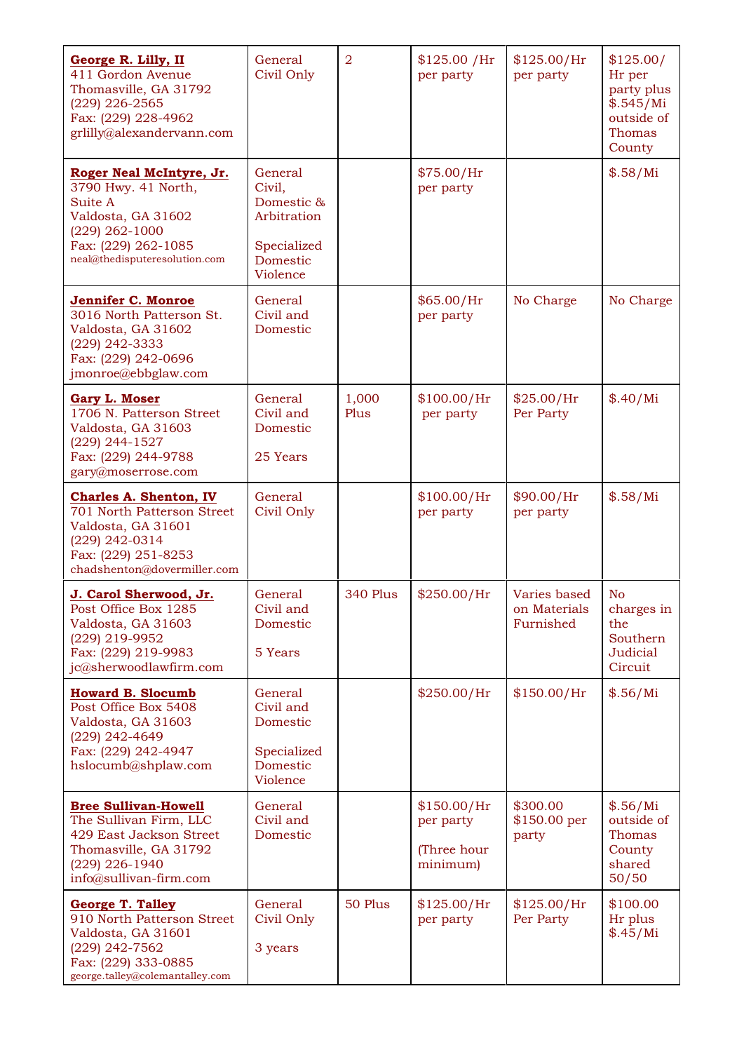| | | | | | |
|---|---|---|---|---|---|
| **George R. Lilly, II**<br>411 Gordon Avenue<br>Thomasville, GA 31792<br>(229) 226-2565<br>Fax: (229) 228-4962<br>grlilly@alexandervann.com | General Civil Only | 2 | $125.00 /Hr per party | $125.00/Hr per party | $125.00/ Hr per party plus $.545/Mi outside of Thomas County |
| **Roger Neal McIntyre, Jr.**<br>3790 Hwy. 41 North, Suite A<br>Valdosta, GA 31602<br>(229) 262-1000<br>Fax: (229) 262-1085<br>neal@thedisputeresolution.com | General Civil, Domestic & Arbitration<br><br>Specialized Domestic Violence | | $75.00/Hr per party | | $.58/Mi |
| **Jennifer C. Monroe**<br>3016 North Patterson St.<br>Valdosta, GA 31602<br>(229) 242-3333<br>Fax: (229) 242-0696<br>jmonroe@ebbglaw.com | General Civil and Domestic | | $65.00/Hr per party | No Charge | No Charge |
| **Gary L. Moser**<br>1706 N. Patterson Street<br>Valdosta, GA 31603<br>(229) 244-1527<br>Fax: (229) 244-9788<br>gary@moserrose.com | General Civil and Domestic<br><br>25 Years | 1,000 Plus | $100.00/Hr per party | $25.00/Hr Per Party | $.40/Mi |
| **Charles A. Shenton, IV**<br>701 North Patterson Street<br>Valdosta, GA 31601<br>(229) 242-0314<br>Fax: (229) 251-8253<br>chadshenton@dovermiller.com | General Civil Only | | $100.00/Hr per party | $90.00/Hr per party | $.58/Mi |
| **J. Carol Sherwood, Jr.**<br>Post Office Box 1285<br>Valdosta, GA 31603<br>(229) 219-9952<br>Fax: (229) 219-9983<br>jc@sherwoodlawfirm.com | General Civil and Domestic<br><br>5 Years | 340 Plus | $250.00/Hr | Varies based on Materials Furnished | No charges in the Southern Judicial Circuit |
| **Howard B. Slocumb**<br>Post Office Box 5408<br>Valdosta, GA 31603<br>(229) 242-4649<br>Fax: (229) 242-4947<br>hslocumb@shplaw.com | General Civil and Domestic<br><br>Specialized Domestic Violence | | $250.00/Hr | $150.00/Hr | $.56/Mi |
| **Bree Sullivan-Howell**<br>The Sullivan Firm, LLC<br>429 East Jackson Street<br>Thomasville, GA 31792<br>(229) 226-1940<br>info@sullivan-firm.com | General Civil and Domestic | | $150.00/Hr per party<br><br>(Three hour minimum) | $300.00 $150.00 per party | $.56/Mi outside of Thomas County shared 50/50 |
| **George T. Talley**<br>910 North Patterson Street<br>Valdosta, GA 31601<br>(229) 242-7562<br>Fax: (229) 333-0885<br>george.talley@colemantalley.com | General Civil Only<br><br>3 years | 50 Plus | $125.00/Hr per party | $125.00/Hr Per Party | $100.00 Hr plus $.45/Mi |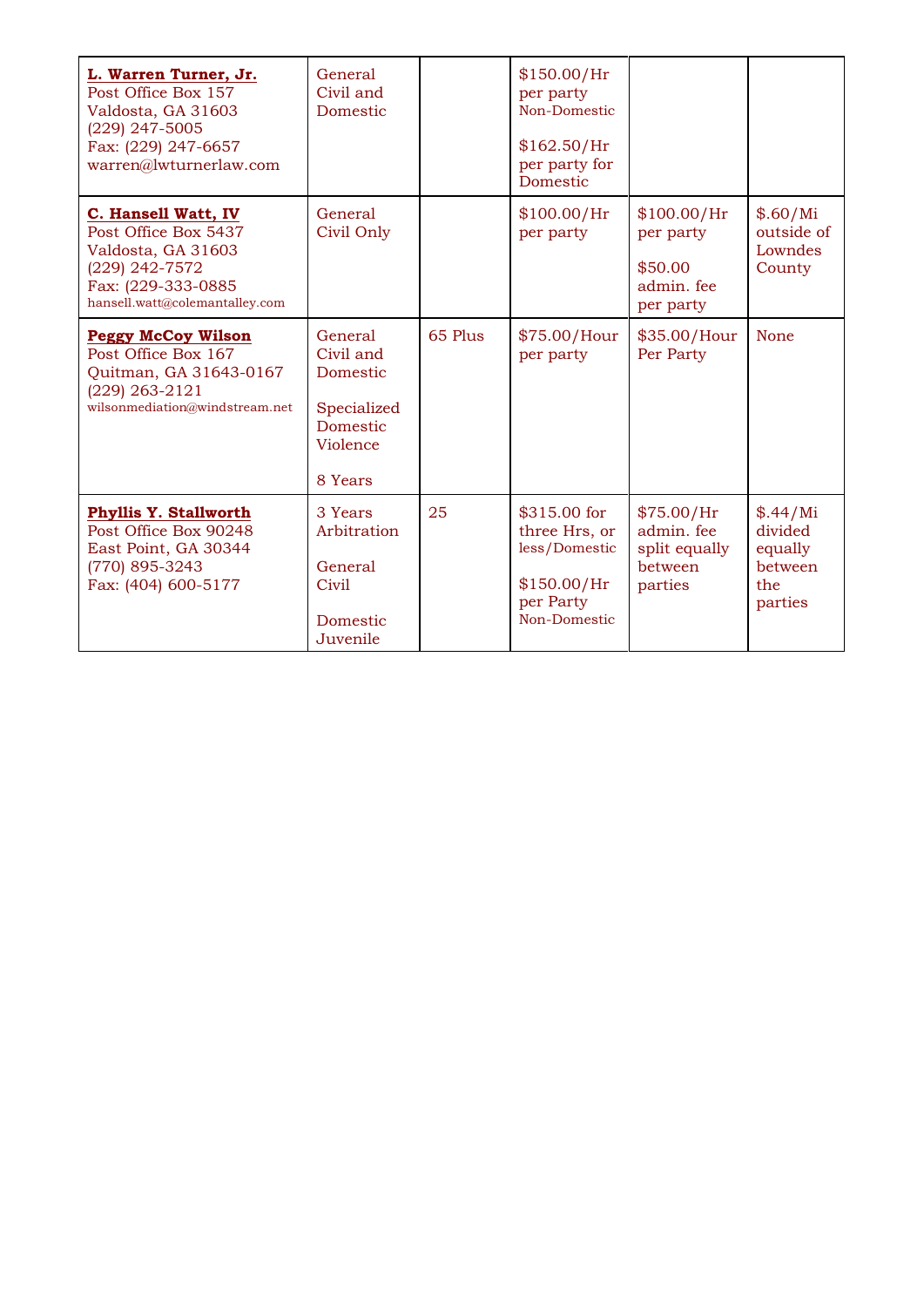| | | | | | |
|---|---|---|---|---|---|
| **L. Warren Turner, Jr.**<br>Post Office Box 157<br>Valdosta, GA 31603<br>(229) 247-5005<br>Fax: (229) 247-6657<br>warren@lwturnerlaw.com | General Civil and Domestic | | $150.00/Hr per party Non-Domestic<br><br>$162.50/Hr per party for Domestic | | |
| **C. Hansell Watt, IV**<br>Post Office Box 5437<br>Valdosta, GA 31603<br>(229) 242-7572<br>Fax: (229-333-0885<br>hansell.watt@colemantalley.com | General Civil Only | | $100.00/Hr per party | $100.00/Hr per party<br><br>$50.00 admin. fee per party | $.60/Mi outside of Lowndes County |
| **Peggy McCoy Wilson**<br>Post Office Box 167<br>Quitman, GA 31643-0167<br>(229) 263-2121<br>wilsonmediation@windstream.net | General Civil and Domestic<br><br>Specialized Domestic Violence<br><br>8 Years | 65 Plus | $75.00/Hour per party | $35.00/Hour Per Party | None |
| **Phyllis Y. Stallworth**<br>Post Office Box 90248<br>East Point, GA 30344<br>(770) 895-3243<br>Fax: (404) 600-5177 | 3 Years Arbitration<br><br>General Civil<br><br>Domestic Juvenile | 25 | $315.00 for three Hrs, or less/Domestic<br><br>$150.00/Hr per Party Non-Domestic | $75.00/Hr admin. fee split equally between parties | $.44/Mi divided equally between the parties |